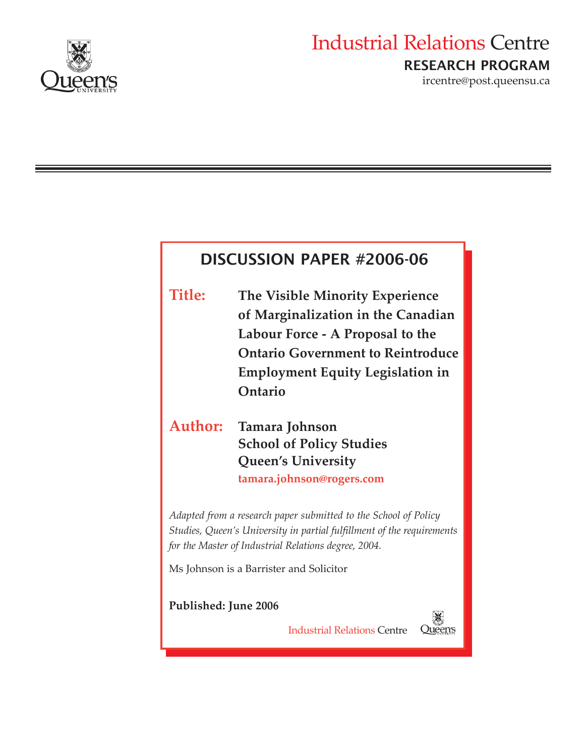Industrial Relations Centre

**RESEARCH PROGRAM**

ircentre@post.queensu.ca

## DISCUSSION PAPER #2006-06

**Title:** **The Visible Minority Experience of Marginalization in the Canadian Labour Force - A Proposal to the Ontario Government to Reintroduce Employment Equity Legislation in Ontario**

**Author:** **Tamara Johnson**
**School of Policy Studies**
**Queen's University**
**tamara.johnson@rogers.com**

*Adapted from a research paper submitted to the School of Policy Studies, Queen's University in partial fulfillment of the requirements for the Master of Industrial Relations degree, 2004.*

Ms Johnson is a Barrister and Solicitor

**Published: June 2006**

Industrial Relations Centre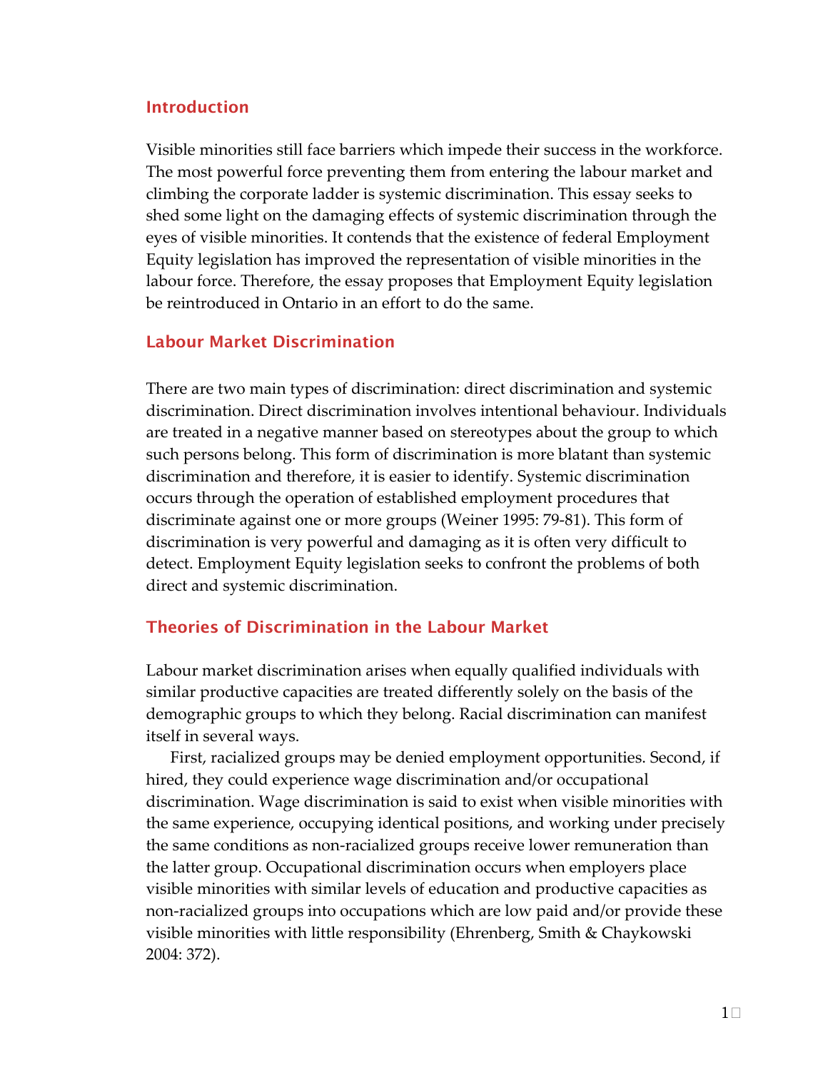## Introduction

Visible minorities still face barriers which impede their success in the workforce. The most powerful force preventing them from entering the labour market and climbing the corporate ladder is systemic discrimination. This essay seeks to shed some light on the damaging effects of systemic discrimination through the eyes of visible minorities. It contends that the existence of federal Employment Equity legislation has improved the representation of visible minorities in the labour force. Therefore, the essay proposes that Employment Equity legislation be reintroduced in Ontario in an effort to do the same.

## Labour Market Discrimination

There are two main types of discrimination: direct discrimination and systemic discrimination. Direct discrimination involves intentional behaviour. Individuals are treated in a negative manner based on stereotypes about the group to which such persons belong. This form of discrimination is more blatant than systemic discrimination and therefore, it is easier to identify. Systemic discrimination occurs through the operation of established employment procedures that discriminate against one or more groups (Weiner 1995: 79-81). This form of discrimination is very powerful and damaging as it is often very difficult to detect. Employment Equity legislation seeks to confront the problems of both direct and systemic discrimination.

## Theories of Discrimination in the Labour Market

Labour market discrimination arises when equally qualified individuals with similar productive capacities are treated differently solely on the basis of the demographic groups to which they belong. Racial discrimination can manifest itself in several ways.

First, racialized groups may be denied employment opportunities. Second, if hired, they could experience wage discrimination and/or occupational discrimination. Wage discrimination is said to exist when visible minorities with the same experience, occupying identical positions, and working under precisely the same conditions as non-racialized groups receive lower remuneration than the latter group. Occupational discrimination occurs when employers place visible minorities with similar levels of education and productive capacities as non-racialized groups into occupations which are low paid and/or provide these visible minorities with little responsibility (Ehrenberg, Smith & Chaykowski 2004: 372).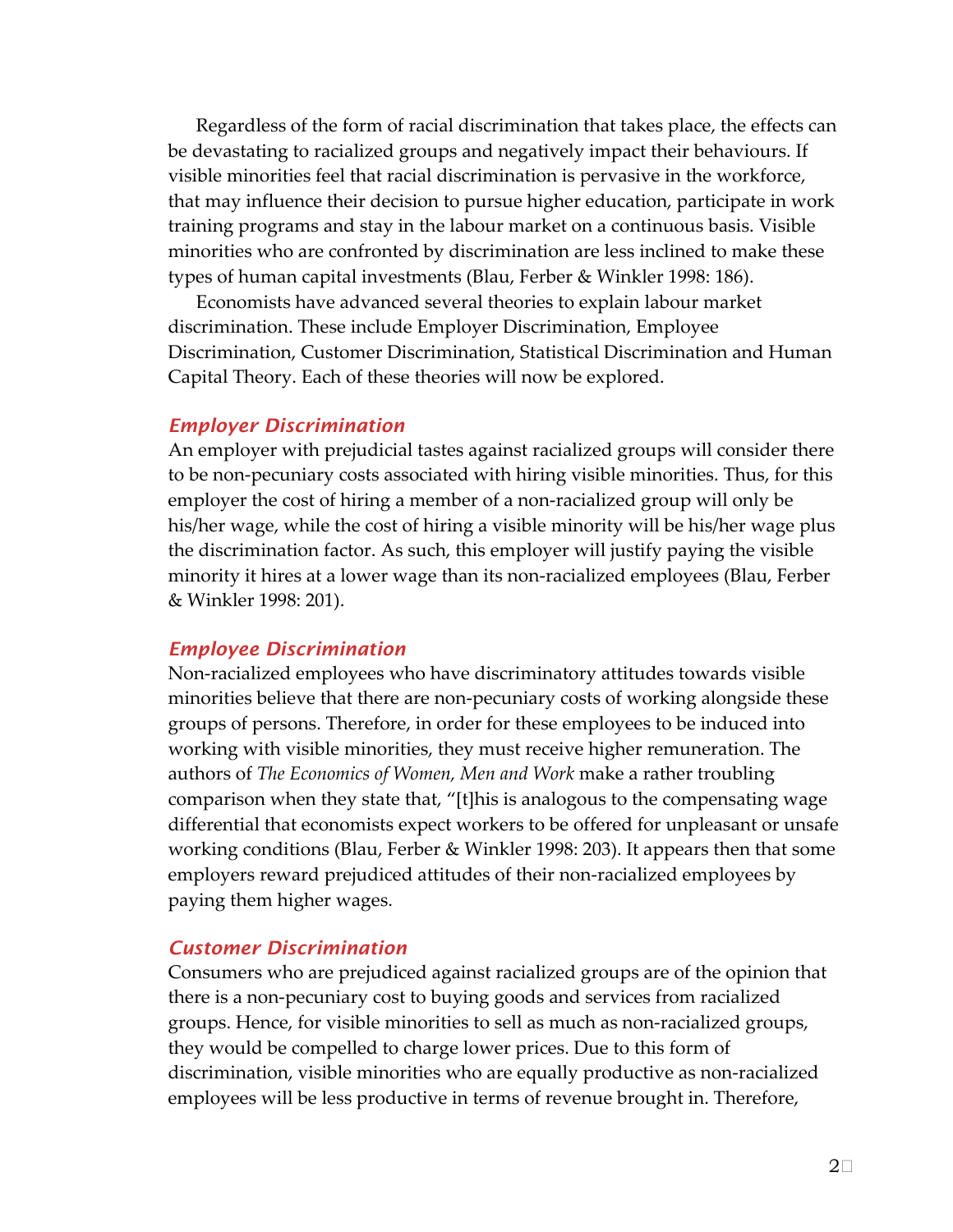Regardless of the form of racial discrimination that takes place, the effects can be devastating to racialized groups and negatively impact their behaviours. If visible minorities feel that racial discrimination is pervasive in the workforce, that may influence their decision to pursue higher education, participate in work training programs and stay in the labour market on a continuous basis. Visible minorities who are confronted by discrimination are less inclined to make these types of human capital investments (Blau, Ferber & Winkler 1998: 186).

Economists have advanced several theories to explain labour market discrimination. These include Employer Discrimination, Employee Discrimination, Customer Discrimination, Statistical Discrimination and Human Capital Theory. Each of these theories will now be explored.

### *Employer Discrimination*

An employer with prejudicial tastes against racialized groups will consider there to be non-pecuniary costs associated with hiring visible minorities. Thus, for this employer the cost of hiring a member of a non-racialized group will only be his/her wage, while the cost of hiring a visible minority will be his/her wage plus the discrimination factor. As such, this employer will justify paying the visible minority it hires at a lower wage than its non-racialized employees (Blau, Ferber & Winkler 1998: 201).

### *Employee Discrimination*

Non-racialized employees who have discriminatory attitudes towards visible minorities believe that there are non-pecuniary costs of working alongside these groups of persons. Therefore, in order for these employees to be induced into working with visible minorities, they must receive higher remuneration. The authors of *The Economics of Women, Men and Work* make a rather troubling comparison when they state that, "[t]his is analogous to the compensating wage differential that economists expect workers to be offered for unpleasant or unsafe working conditions (Blau, Ferber & Winkler 1998: 203). It appears then that some employers reward prejudiced attitudes of their non-racialized employees by paying them higher wages.

### *Customer Discrimination*

Consumers who are prejudiced against racialized groups are of the opinion that there is a non-pecuniary cost to buying goods and services from racialized groups. Hence, for visible minorities to sell as much as non-racialized groups, they would be compelled to charge lower prices. Due to this form of discrimination, visible minorities who are equally productive as non-racialized employees will be less productive in terms of revenue brought in. Therefore,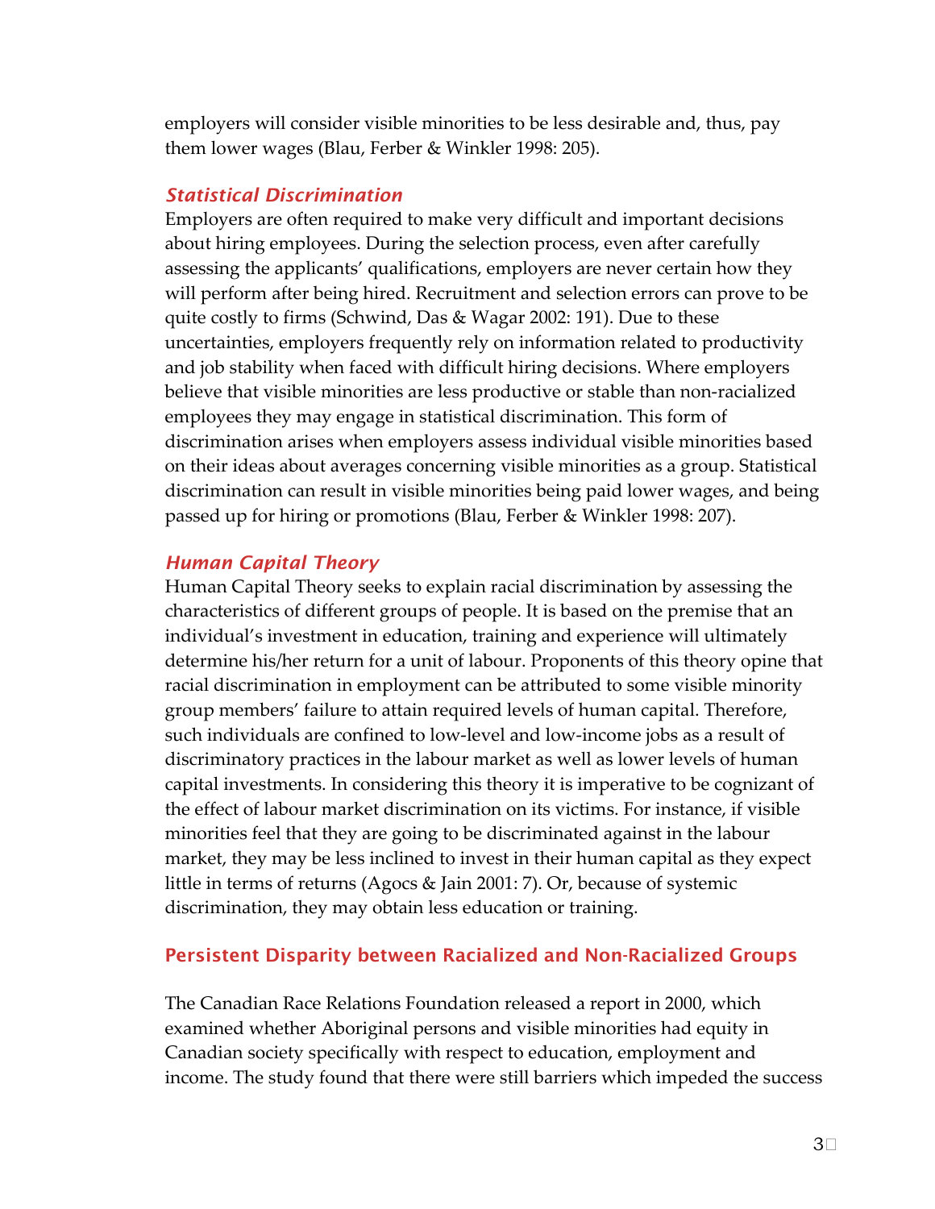employers will consider visible minorities to be less desirable and, thus, pay them lower wages (Blau, Ferber & Winkler 1998: 205).

### *Statistical Discrimination*

Employers are often required to make very difficult and important decisions about hiring employees. During the selection process, even after carefully assessing the applicants' qualifications, employers are never certain how they will perform after being hired. Recruitment and selection errors can prove to be quite costly to firms (Schwind, Das & Wagar 2002: 191). Due to these uncertainties, employers frequently rely on information related to productivity and job stability when faced with difficult hiring decisions. Where employers believe that visible minorities are less productive or stable than non-racialized employees they may engage in statistical discrimination. This form of discrimination arises when employers assess individual visible minorities based on their ideas about averages concerning visible minorities as a group. Statistical discrimination can result in visible minorities being paid lower wages, and being passed up for hiring or promotions (Blau, Ferber & Winkler 1998: 207).

### *Human Capital Theory*

Human Capital Theory seeks to explain racial discrimination by assessing the characteristics of different groups of people. It is based on the premise that an individual's investment in education, training and experience will ultimately determine his/her return for a unit of labour. Proponents of this theory opine that racial discrimination in employment can be attributed to some visible minority group members' failure to attain required levels of human capital. Therefore, such individuals are confined to low-level and low-income jobs as a result of discriminatory practices in the labour market as well as lower levels of human capital investments. In considering this theory it is imperative to be cognizant of the effect of labour market discrimination on its victims. For instance, if visible minorities feel that they are going to be discriminated against in the labour market, they may be less inclined to invest in their human capital as they expect little in terms of returns (Agocs & Jain 2001: 7). Or, because of systemic discrimination, they may obtain less education or training.

## Persistent Disparity between Racialized and Non-Racialized Groups

The Canadian Race Relations Foundation released a report in 2000, which examined whether Aboriginal persons and visible minorities had equity in Canadian society specifically with respect to education, employment and income. The study found that there were still barriers which impeded the success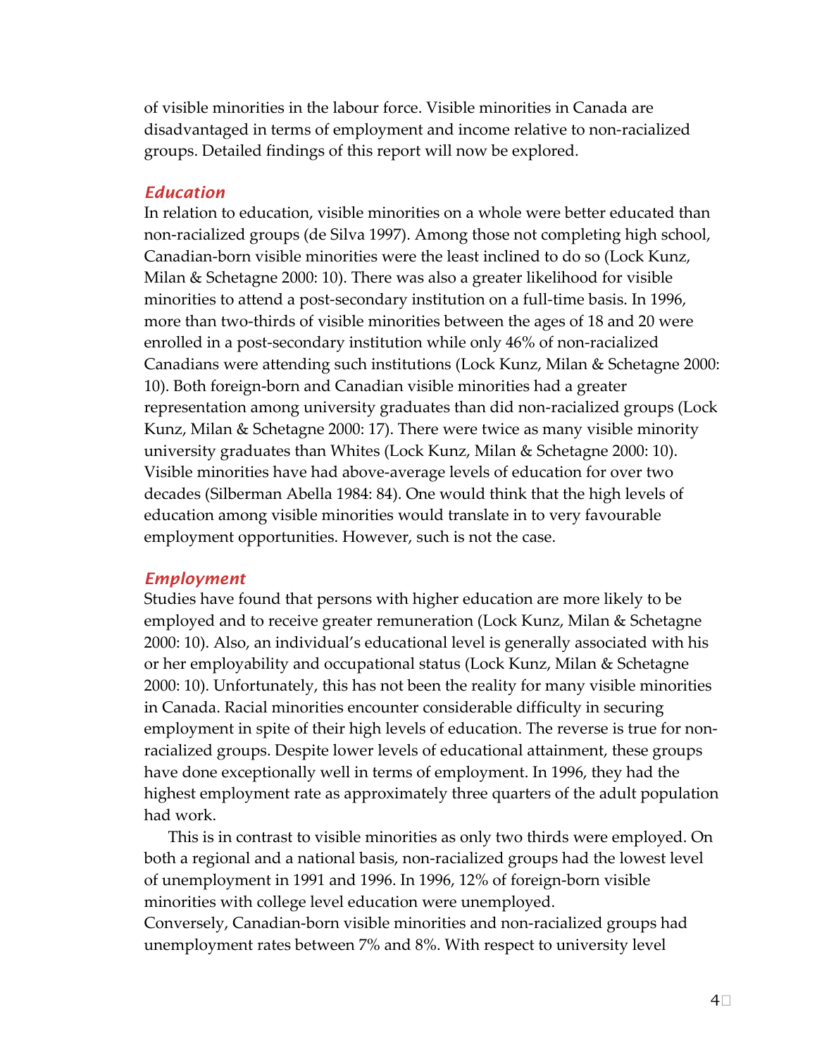of visible minorities in the labour force. Visible minorities in Canada are disadvantaged in terms of employment and income relative to non-racialized groups. Detailed findings of this report will now be explored.

### *Education*

In relation to education, visible minorities on a whole were better educated than non-racialized groups (de Silva 1997). Among those not completing high school, Canadian-born visible minorities were the least inclined to do so (Lock Kunz, Milan & Schetagne 2000: 10). There was also a greater likelihood for visible minorities to attend a post-secondary institution on a full-time basis. In 1996, more than two-thirds of visible minorities between the ages of 18 and 20 were enrolled in a post-secondary institution while only 46% of non-racialized Canadians were attending such institutions (Lock Kunz, Milan & Schetagne 2000: 10). Both foreign-born and Canadian visible minorities had a greater representation among university graduates than did non-racialized groups (Lock Kunz, Milan & Schetagne 2000: 17). There were twice as many visible minority university graduates than Whites (Lock Kunz, Milan & Schetagne 2000: 10). Visible minorities have had above-average levels of education for over two decades (Silberman Abella 1984: 84). One would think that the high levels of education among visible minorities would translate in to very favourable employment opportunities. However, such is not the case.

### *Employment*

Studies have found that persons with higher education are more likely to be employed and to receive greater remuneration (Lock Kunz, Milan & Schetagne 2000: 10). Also, an individual's educational level is generally associated with his or her employability and occupational status (Lock Kunz, Milan & Schetagne 2000: 10). Unfortunately, this has not been the reality for many visible minorities in Canada. Racial minorities encounter considerable difficulty in securing employment in spite of their high levels of education. The reverse is true for non-racialized groups. Despite lower levels of educational attainment, these groups have done exceptionally well in terms of employment. In 1996, they had the highest employment rate as approximately three quarters of the adult population had work.

This is in contrast to visible minorities as only two thirds were employed. On both a regional and a national basis, non-racialized groups had the lowest level of unemployment in 1991 and 1996. In 1996, 12% of foreign-born visible minorities with college level education were unemployed.
Conversely, Canadian-born visible minorities and non-racialized groups had unemployment rates between 7% and 8%. With respect to university level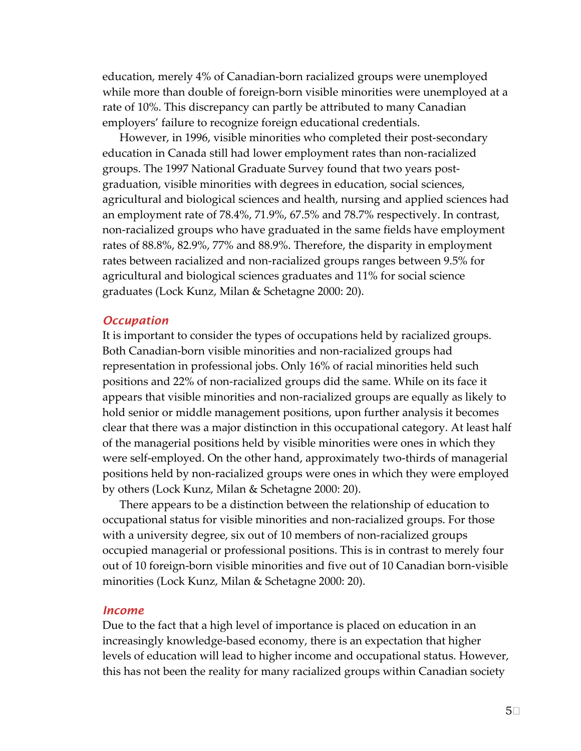education, merely 4% of Canadian-born racialized groups were unemployed while more than double of foreign-born visible minorities were unemployed at a rate of 10%. This discrepancy can partly be attributed to many Canadian employers' failure to recognize foreign educational credentials.

However, in 1996, visible minorities who completed their post-secondary education in Canada still had lower employment rates than non-racialized groups. The 1997 National Graduate Survey found that two years post-graduation, visible minorities with degrees in education, social sciences, agricultural and biological sciences and health, nursing and applied sciences had an employment rate of 78.4%, 71.9%, 67.5% and 78.7% respectively. In contrast, non-racialized groups who have graduated in the same fields have employment rates of 88.8%, 82.9%, 77% and 88.9%. Therefore, the disparity in employment rates between racialized and non-racialized groups ranges between 9.5% for agricultural and biological sciences graduates and 11% for social science graduates (Lock Kunz, Milan & Schetagne 2000: 20).

### *Occupation*

It is important to consider the types of occupations held by racialized groups. Both Canadian-born visible minorities and non-racialized groups had representation in professional jobs. Only 16% of racial minorities held such positions and 22% of non-racialized groups did the same. While on its face it appears that visible minorities and non-racialized groups are equally as likely to hold senior or middle management positions, upon further analysis it becomes clear that there was a major distinction in this occupational category. At least half of the managerial positions held by visible minorities were ones in which they were self-employed. On the other hand, approximately two-thirds of managerial positions held by non-racialized groups were ones in which they were employed by others (Lock Kunz, Milan & Schetagne 2000: 20).

There appears to be a distinction between the relationship of education to occupational status for visible minorities and non-racialized groups. For those with a university degree, six out of 10 members of non-racialized groups occupied managerial or professional positions. This is in contrast to merely four out of 10 foreign-born visible minorities and five out of 10 Canadian born-visible minorities (Lock Kunz, Milan & Schetagne 2000: 20).

### *Income*

Due to the fact that a high level of importance is placed on education in an increasingly knowledge-based economy, there is an expectation that higher levels of education will lead to higher income and occupational status. However, this has not been the reality for many racialized groups within Canadian society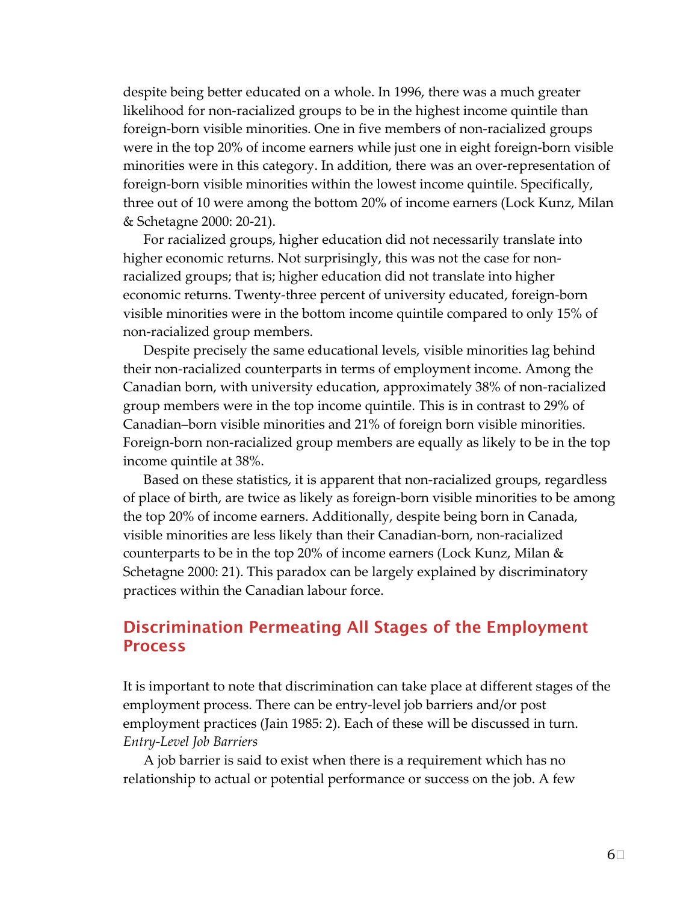despite being better educated on a whole. In 1996, there was a much greater likelihood for non-racialized groups to be in the highest income quintile than foreign-born visible minorities. One in five members of non-racialized groups were in the top 20% of income earners while just one in eight foreign-born visible minorities were in this category. In addition, there was an over-representation of foreign-born visible minorities within the lowest income quintile. Specifically, three out of 10 were among the bottom 20% of income earners (Lock Kunz, Milan & Schetagne 2000: 20-21).

For racialized groups, higher education did not necessarily translate into higher economic returns. Not surprisingly, this was not the case for non-racialized groups; that is; higher education did not translate into higher economic returns. Twenty-three percent of university educated, foreign-born visible minorities were in the bottom income quintile compared to only 15% of non-racialized group members.

Despite precisely the same educational levels, visible minorities lag behind their non-racialized counterparts in terms of employment income. Among the Canadian born, with university education, approximately 38% of non-racialized group members were in the top income quintile. This is in contrast to 29% of Canadian–born visible minorities and 21% of foreign born visible minorities. Foreign-born non-racialized group members are equally as likely to be in the top income quintile at 38%.

Based on these statistics, it is apparent that non-racialized groups, regardless of place of birth, are twice as likely as foreign-born visible minorities to be among the top 20% of income earners. Additionally, despite being born in Canada, visible minorities are less likely than their Canadian-born, non-racialized counterparts to be in the top 20% of income earners (Lock Kunz, Milan & Schetagne 2000: 21). This paradox can be largely explained by discriminatory practices within the Canadian labour force.

## Discrimination Permeating All Stages of the Employment Process

It is important to note that discrimination can take place at different stages of the employment process. There can be entry-level job barriers and/or post employment practices (Jain 1985: 2). Each of these will be discussed in turn.

*Entry-Level Job Barriers*

A job barrier is said to exist when there is a requirement which has no relationship to actual or potential performance or success on the job. A few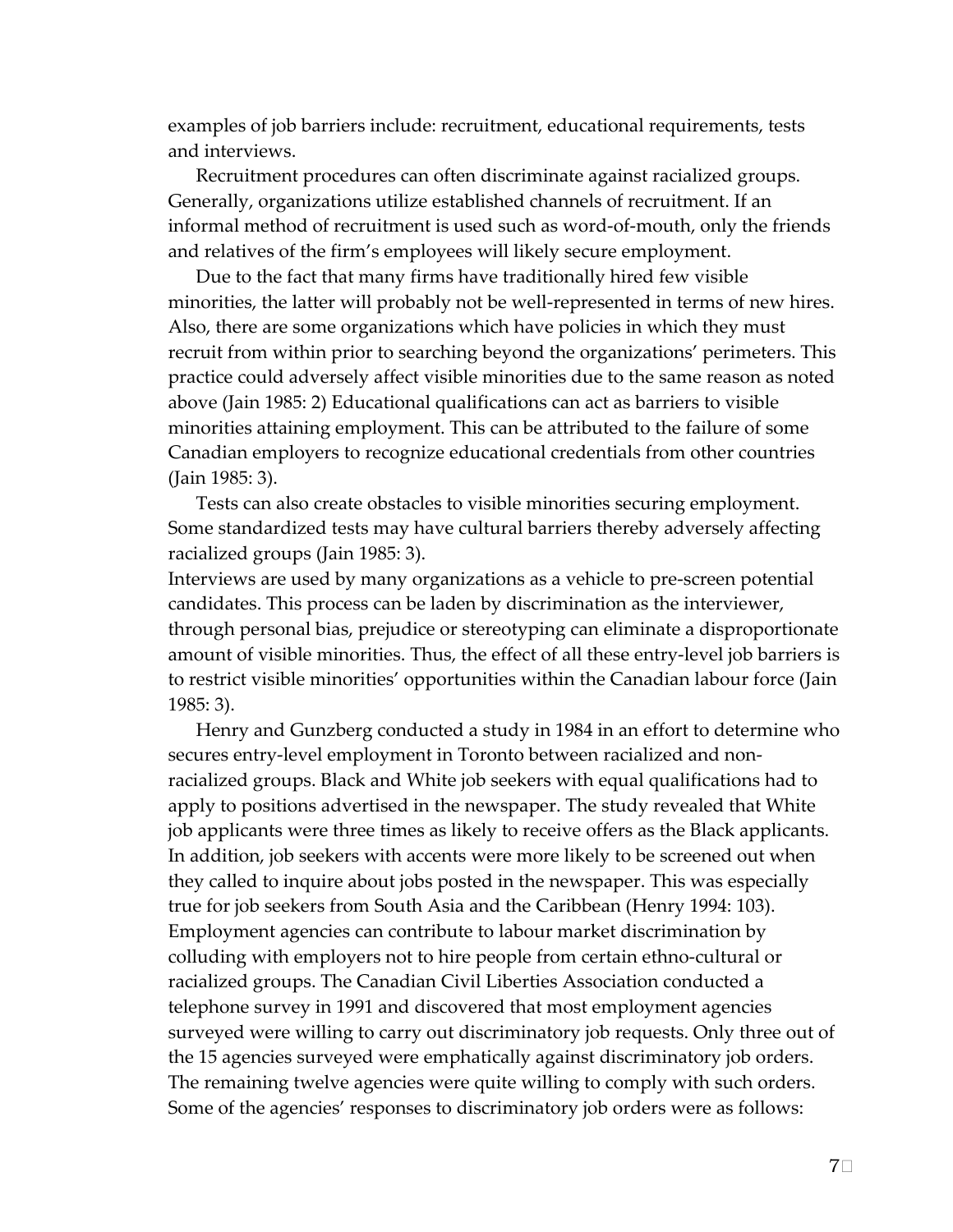examples of job barriers include: recruitment, educational requirements, tests and interviews.

Recruitment procedures can often discriminate against racialized groups. Generally, organizations utilize established channels of recruitment. If an informal method of recruitment is used such as word-of-mouth, only the friends and relatives of the firm's employees will likely secure employment.

Due to the fact that many firms have traditionally hired few visible minorities, the latter will probably not be well-represented in terms of new hires. Also, there are some organizations which have policies in which they must recruit from within prior to searching beyond the organizations' perimeters. This practice could adversely affect visible minorities due to the same reason as noted above (Jain 1985: 2) Educational qualifications can act as barriers to visible minorities attaining employment. This can be attributed to the failure of some Canadian employers to recognize educational credentials from other countries (Jain 1985: 3).

Tests can also create obstacles to visible minorities securing employment. Some standardized tests may have cultural barriers thereby adversely affecting racialized groups (Jain 1985: 3).

Interviews are used by many organizations as a vehicle to pre-screen potential candidates. This process can be laden by discrimination as the interviewer, through personal bias, prejudice or stereotyping can eliminate a disproportionate amount of visible minorities. Thus, the effect of all these entry-level job barriers is to restrict visible minorities' opportunities within the Canadian labour force (Jain 1985: 3).

Henry and Gunzberg conducted a study in 1984 in an effort to determine who secures entry-level employment in Toronto between racialized and non-racialized groups. Black and White job seekers with equal qualifications had to apply to positions advertised in the newspaper. The study revealed that White job applicants were three times as likely to receive offers as the Black applicants. In addition, job seekers with accents were more likely to be screened out when they called to inquire about jobs posted in the newspaper. This was especially true for job seekers from South Asia and the Caribbean (Henry 1994: 103). Employment agencies can contribute to labour market discrimination by colluding with employers not to hire people from certain ethno-cultural or racialized groups. The Canadian Civil Liberties Association conducted a telephone survey in 1991 and discovered that most employment agencies surveyed were willing to carry out discriminatory job requests. Only three out of the 15 agencies surveyed were emphatically against discriminatory job orders. The remaining twelve agencies were quite willing to comply with such orders. Some of the agencies' responses to discriminatory job orders were as follows: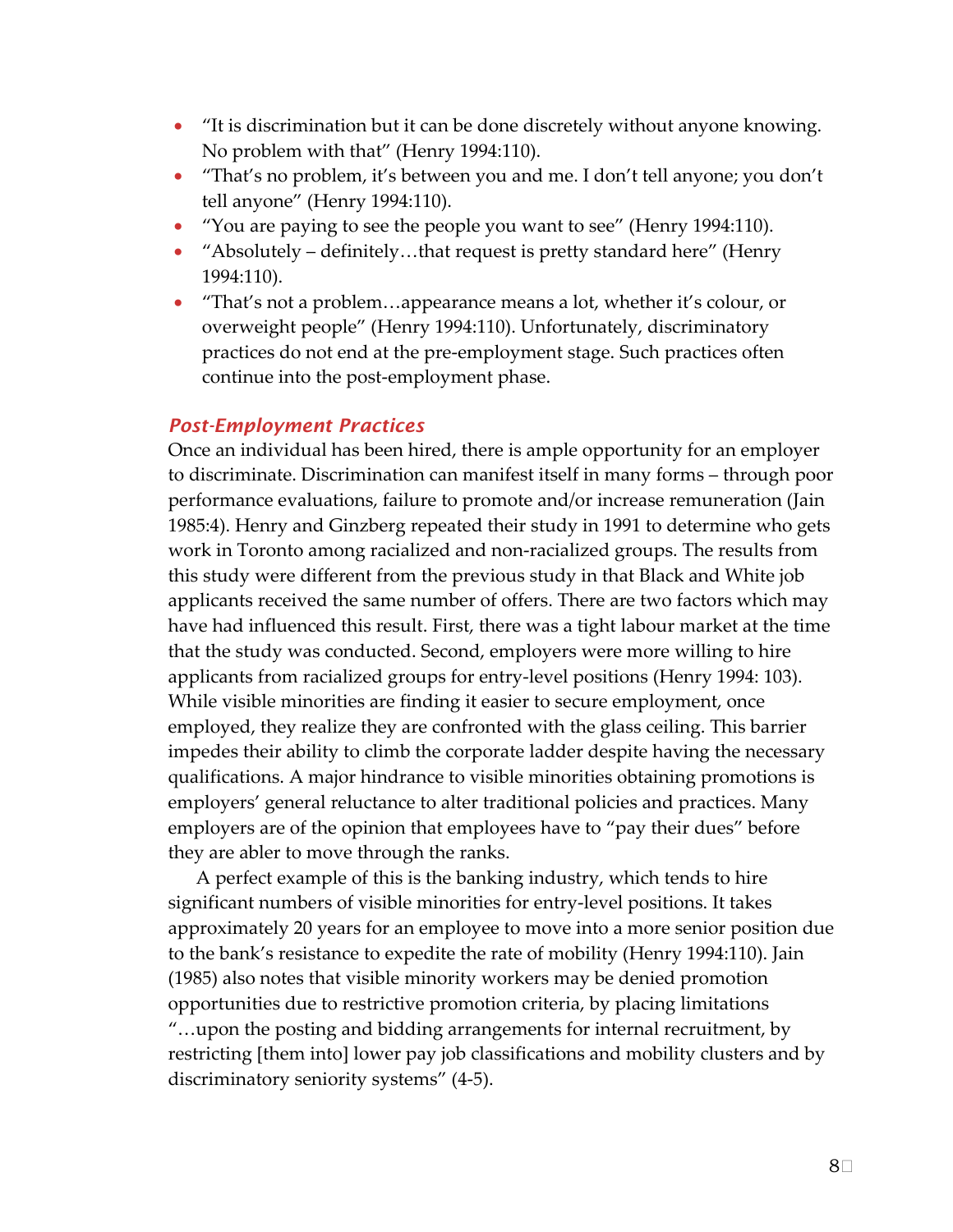- "It is discrimination but it can be done discretely without anyone knowing. No problem with that" (Henry 1994:110).
- "That's no problem, it's between you and me. I don't tell anyone; you don't tell anyone" (Henry 1994:110).
- "You are paying to see the people you want to see" (Henry 1994:110).
- "Absolutely – definitely…that request is pretty standard here" (Henry 1994:110).
- "That's not a problem…appearance means a lot, whether it's colour, or overweight people" (Henry 1994:110). Unfortunately, discriminatory practices do not end at the pre-employment stage. Such practices often continue into the post-employment phase.

### *Post-Employment Practices*

Once an individual has been hired, there is ample opportunity for an employer to discriminate. Discrimination can manifest itself in many forms – through poor performance evaluations, failure to promote and/or increase remuneration (Jain 1985:4). Henry and Ginzberg repeated their study in 1991 to determine who gets work in Toronto among racialized and non-racialized groups. The results from this study were different from the previous study in that Black and White job applicants received the same number of offers. There are two factors which may have had influenced this result. First, there was a tight labour market at the time that the study was conducted. Second, employers were more willing to hire applicants from racialized groups for entry-level positions (Henry 1994: 103). While visible minorities are finding it easier to secure employment, once employed, they realize they are confronted with the glass ceiling. This barrier impedes their ability to climb the corporate ladder despite having the necessary qualifications. A major hindrance to visible minorities obtaining promotions is employers' general reluctance to alter traditional policies and practices. Many employers are of the opinion that employees have to "pay their dues" before they are abler to move through the ranks.

A perfect example of this is the banking industry, which tends to hire significant numbers of visible minorities for entry-level positions. It takes approximately 20 years for an employee to move into a more senior position due to the bank's resistance to expedite the rate of mobility (Henry 1994:110). Jain (1985) also notes that visible minority workers may be denied promotion opportunities due to restrictive promotion criteria, by placing limitations "…upon the posting and bidding arrangements for internal recruitment, by restricting [them into] lower pay job classifications and mobility clusters and by discriminatory seniority systems" (4-5).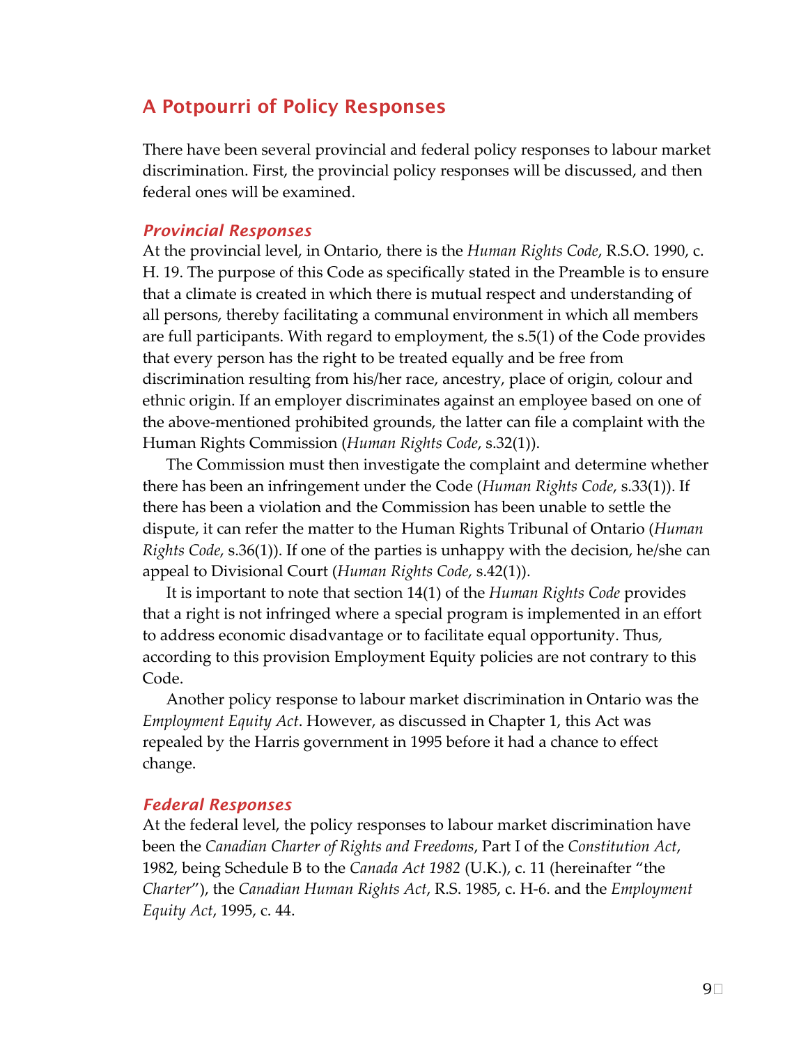## A Potpourri of Policy Responses

There have been several provincial and federal policy responses to labour market discrimination. First, the provincial policy responses will be discussed, and then federal ones will be examined.

### *Provincial Responses*

At the provincial level, in Ontario, there is the *Human Rights Code*, R.S.O. 1990, c. H. 19. The purpose of this Code as specifically stated in the Preamble is to ensure that a climate is created in which there is mutual respect and understanding of all persons, thereby facilitating a communal environment in which all members are full participants. With regard to employment, the s.5(1) of the Code provides that every person has the right to be treated equally and be free from discrimination resulting from his/her race, ancestry, place of origin, colour and ethnic origin. If an employer discriminates against an employee based on one of the above-mentioned prohibited grounds, the latter can file a complaint with the Human Rights Commission (*Human Rights Code*, s.32(1)).

The Commission must then investigate the complaint and determine whether there has been an infringement under the Code (*Human Rights Code*, s.33(1)). If there has been a violation and the Commission has been unable to settle the dispute, it can refer the matter to the Human Rights Tribunal of Ontario (*Human Rights Code*, s.36(1)). If one of the parties is unhappy with the decision, he/she can appeal to Divisional Court (*Human Rights Code*, s.42(1)).

It is important to note that section 14(1) of the *Human Rights Code* provides that a right is not infringed where a special program is implemented in an effort to address economic disadvantage or to facilitate equal opportunity. Thus, according to this provision Employment Equity policies are not contrary to this Code.

Another policy response to labour market discrimination in Ontario was the *Employment Equity Act*. However, as discussed in Chapter 1, this Act was repealed by the Harris government in 1995 before it had a chance to effect change.

### *Federal Responses*

At the federal level, the policy responses to labour market discrimination have been the *Canadian Charter of Rights and Freedoms*, Part I of the *Constitution Act*, 1982, being Schedule B to the *Canada Act 1982* (U.K.), c. 11 (hereinafter "the *Charter*"), the *Canadian Human Rights Act*, R.S. 1985, c. H-6. and the *Employment Equity Act*, 1995, c. 44.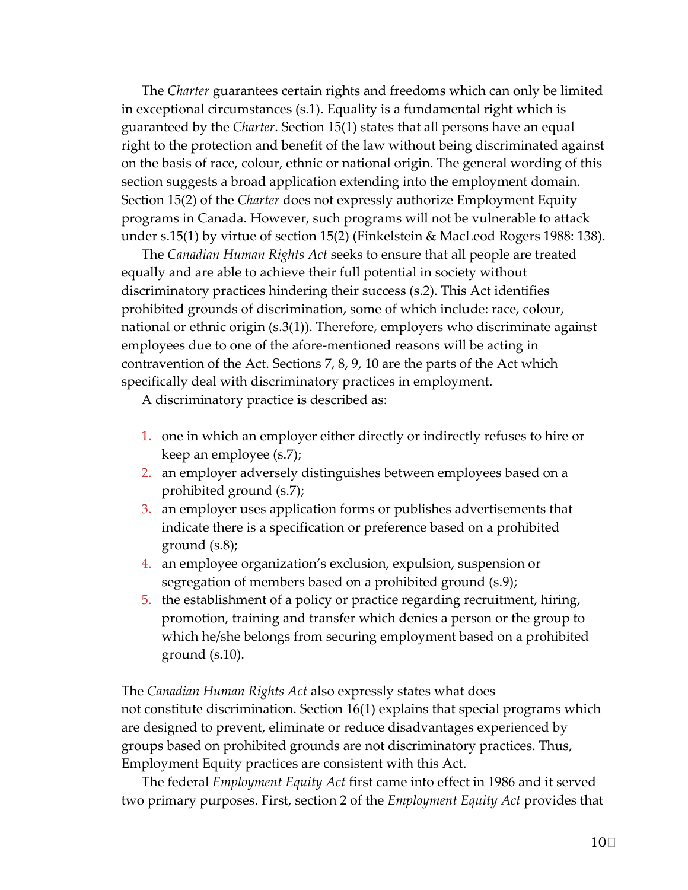The *Charter* guarantees certain rights and freedoms which can only be limited in exceptional circumstances (s.1). Equality is a fundamental right which is guaranteed by the *Charter*. Section 15(1) states that all persons have an equal right to the protection and benefit of the law without being discriminated against on the basis of race, colour, ethnic or national origin. The general wording of this section suggests a broad application extending into the employment domain. Section 15(2) of the *Charter* does not expressly authorize Employment Equity programs in Canada. However, such programs will not be vulnerable to attack under s.15(1) by virtue of section 15(2) (Finkelstein & MacLeod Rogers 1988: 138).

The *Canadian Human Rights Act* seeks to ensure that all people are treated equally and are able to achieve their full potential in society without discriminatory practices hindering their success (s.2). This Act identifies prohibited grounds of discrimination, some of which include: race, colour, national or ethnic origin (s.3(1)). Therefore, employers who discriminate against employees due to one of the afore-mentioned reasons will be acting in contravention of the Act. Sections 7, 8, 9, 10 are the parts of the Act which specifically deal with discriminatory practices in employment.

A discriminatory practice is described as:

1. one in which an employer either directly or indirectly refuses to hire or keep an employee (s.7);
2. an employer adversely distinguishes between employees based on a prohibited ground (s.7);
3. an employer uses application forms or publishes advertisements that indicate there is a specification or preference based on a prohibited ground (s.8);
4. an employee organization's exclusion, expulsion, suspension or segregation of members based on a prohibited ground (s.9);
5. the establishment of a policy or practice regarding recruitment, hiring, promotion, training and transfer which denies a person or the group to which he/she belongs from securing employment based on a prohibited ground (s.10).

The *Canadian Human Rights Act* also expressly states what does not constitute discrimination. Section 16(1) explains that special programs which are designed to prevent, eliminate or reduce disadvantages experienced by groups based on prohibited grounds are not discriminatory practices. Thus, Employment Equity practices are consistent with this Act.

The federal *Employment Equity Act* first came into effect in 1986 and it served two primary purposes. First, section 2 of the *Employment Equity Act* provides that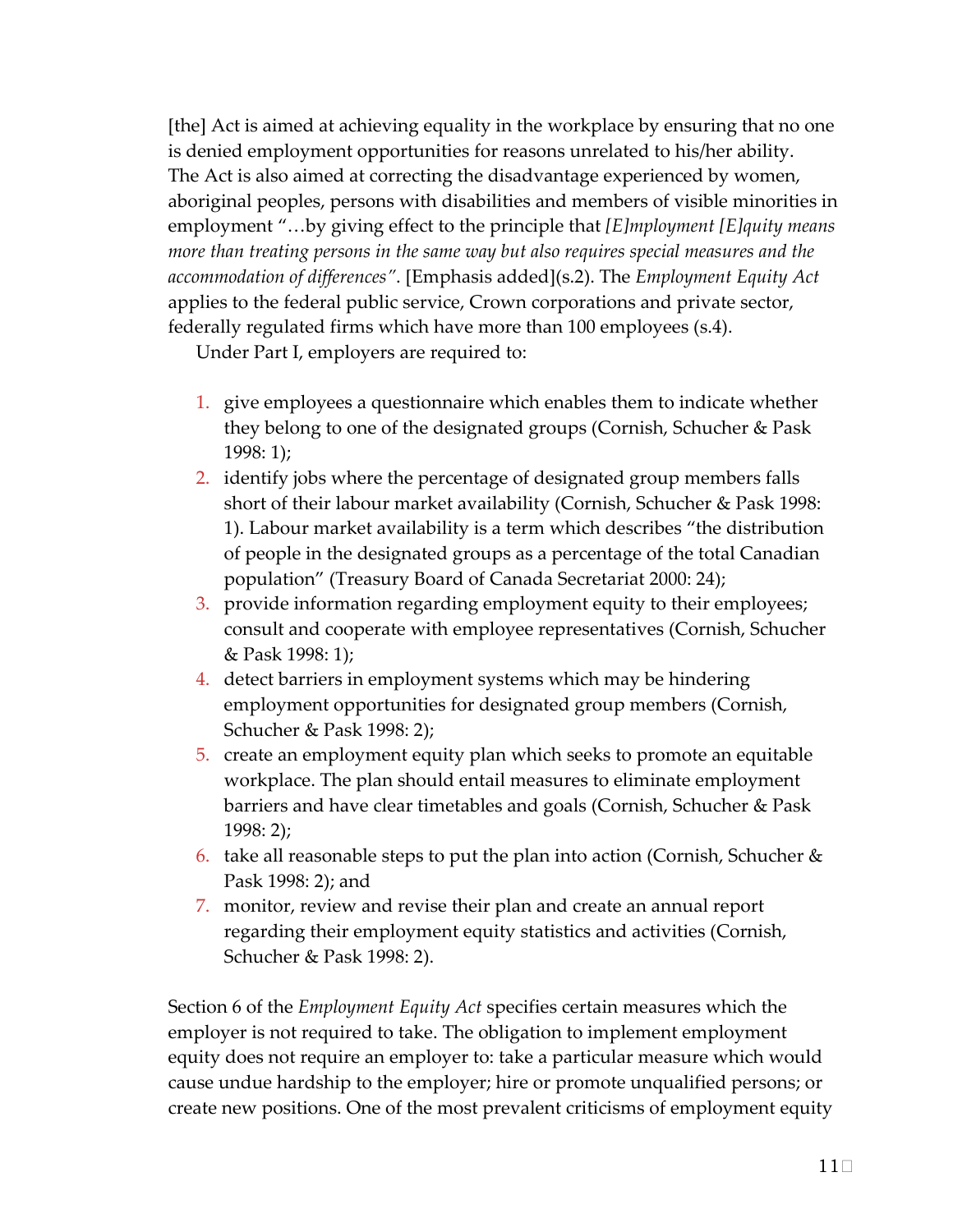[the] Act is aimed at achieving equality in the workplace by ensuring that no one is denied employment opportunities for reasons unrelated to his/her ability. The Act is also aimed at correcting the disadvantage experienced by women, aboriginal peoples, persons with disabilities and members of visible minorities in employment "…by giving effect to the principle that *[E]mployment [E]quity means more than treating persons in the same way but also requires special measures and the accommodation of differences"*. [Emphasis added](s.2). The *Employment Equity Act* applies to the federal public service, Crown corporations and private sector, federally regulated firms which have more than 100 employees (s.4).

Under Part I, employers are required to:

1. give employees a questionnaire which enables them to indicate whether they belong to one of the designated groups (Cornish, Schucher & Pask 1998: 1);
2. identify jobs where the percentage of designated group members falls short of their labour market availability (Cornish, Schucher & Pask 1998: 1). Labour market availability is a term which describes "the distribution of people in the designated groups as a percentage of the total Canadian population" (Treasury Board of Canada Secretariat 2000: 24);
3. provide information regarding employment equity to their employees; consult and cooperate with employee representatives (Cornish, Schucher & Pask 1998: 1);
4. detect barriers in employment systems which may be hindering employment opportunities for designated group members (Cornish, Schucher & Pask 1998: 2);
5. create an employment equity plan which seeks to promote an equitable workplace. The plan should entail measures to eliminate employment barriers and have clear timetables and goals (Cornish, Schucher & Pask 1998: 2);
6. take all reasonable steps to put the plan into action (Cornish, Schucher & Pask 1998: 2); and
7. monitor, review and revise their plan and create an annual report regarding their employment equity statistics and activities (Cornish, Schucher & Pask 1998: 2).

Section 6 of the *Employment Equity Act* specifies certain measures which the employer is not required to take. The obligation to implement employment equity does not require an employer to: take a particular measure which would cause undue hardship to the employer; hire or promote unqualified persons; or create new positions. One of the most prevalent criticisms of employment equity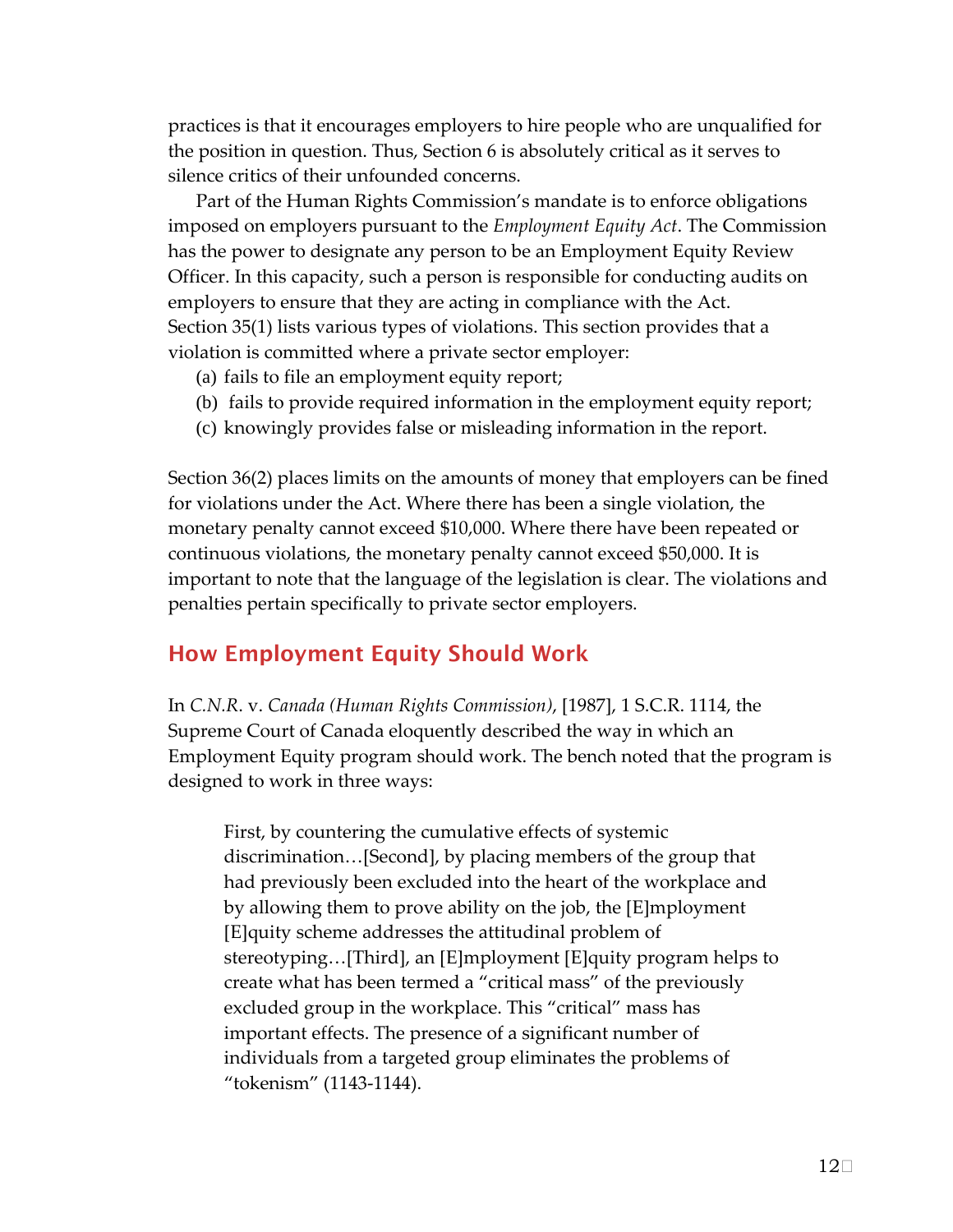practices is that it encourages employers to hire people who are unqualified for the position in question. Thus, Section 6 is absolutely critical as it serves to silence critics of their unfounded concerns.

Part of the Human Rights Commission's mandate is to enforce obligations imposed on employers pursuant to the *Employment Equity Act*. The Commission has the power to designate any person to be an Employment Equity Review Officer. In this capacity, such a person is responsible for conducting audits on employers to ensure that they are acting in compliance with the Act. Section 35(1) lists various types of violations. This section provides that a violation is committed where a private sector employer:

(a) fails to file an employment equity report;
(b) fails to provide required information in the employment equity report;
(c) knowingly provides false or misleading information in the report.

Section 36(2) places limits on the amounts of money that employers can be fined for violations under the Act. Where there has been a single violation, the monetary penalty cannot exceed $10,000. Where there have been repeated or continuous violations, the monetary penalty cannot exceed $50,000. It is important to note that the language of the legislation is clear. The violations and penalties pertain specifically to private sector employers.

## How Employment Equity Should Work

In *C.N.R.* v. *Canada (Human Rights Commission)*, [1987], 1 S.C.R. 1114, the Supreme Court of Canada eloquently described the way in which an Employment Equity program should work. The bench noted that the program is designed to work in three ways:

> First, by countering the cumulative effects of systemic discrimination…[Second], by placing members of the group that had previously been excluded into the heart of the workplace and by allowing them to prove ability on the job, the [E]mployment [E]quity scheme addresses the attitudinal problem of stereotyping…[Third], an [E]mployment [E]quity program helps to create what has been termed a "critical mass" of the previously excluded group in the workplace. This "critical" mass has important effects. The presence of a significant number of individuals from a targeted group eliminates the problems of "tokenism" (1143-1144).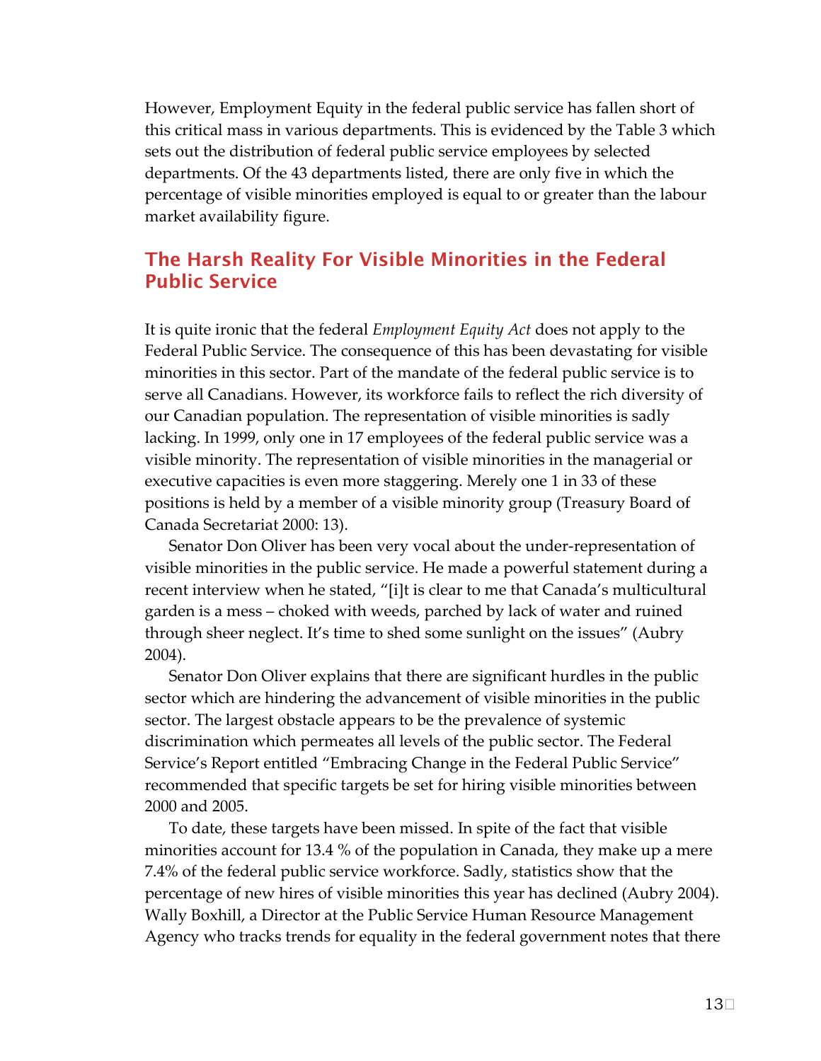However, Employment Equity in the federal public service has fallen short of this critical mass in various departments. This is evidenced by the Table 3 which sets out the distribution of federal public service employees by selected departments. Of the 43 departments listed, there are only five in which the percentage of visible minorities employed is equal to or greater than the labour market availability figure.

## The Harsh Reality For Visible Minorities in the Federal Public Service

It is quite ironic that the federal *Employment Equity Act* does not apply to the Federal Public Service. The consequence of this has been devastating for visible minorities in this sector. Part of the mandate of the federal public service is to serve all Canadians. However, its workforce fails to reflect the rich diversity of our Canadian population. The representation of visible minorities is sadly lacking. In 1999, only one in 17 employees of the federal public service was a visible minority. The representation of visible minorities in the managerial or executive capacities is even more staggering. Merely one 1 in 33 of these positions is held by a member of a visible minority group (Treasury Board of Canada Secretariat 2000: 13).

Senator Don Oliver has been very vocal about the under-representation of visible minorities in the public service. He made a powerful statement during a recent interview when he stated, "[i]t is clear to me that Canada's multicultural garden is a mess – choked with weeds, parched by lack of water and ruined through sheer neglect. It's time to shed some sunlight on the issues" (Aubry 2004).

Senator Don Oliver explains that there are significant hurdles in the public sector which are hindering the advancement of visible minorities in the public sector. The largest obstacle appears to be the prevalence of systemic discrimination which permeates all levels of the public sector. The Federal Service's Report entitled "Embracing Change in the Federal Public Service" recommended that specific targets be set for hiring visible minorities between 2000 and 2005.

To date, these targets have been missed. In spite of the fact that visible minorities account for 13.4 % of the population in Canada, they make up a mere 7.4% of the federal public service workforce. Sadly, statistics show that the percentage of new hires of visible minorities this year has declined (Aubry 2004). Wally Boxhill, a Director at the Public Service Human Resource Management Agency who tracks trends for equality in the federal government notes that there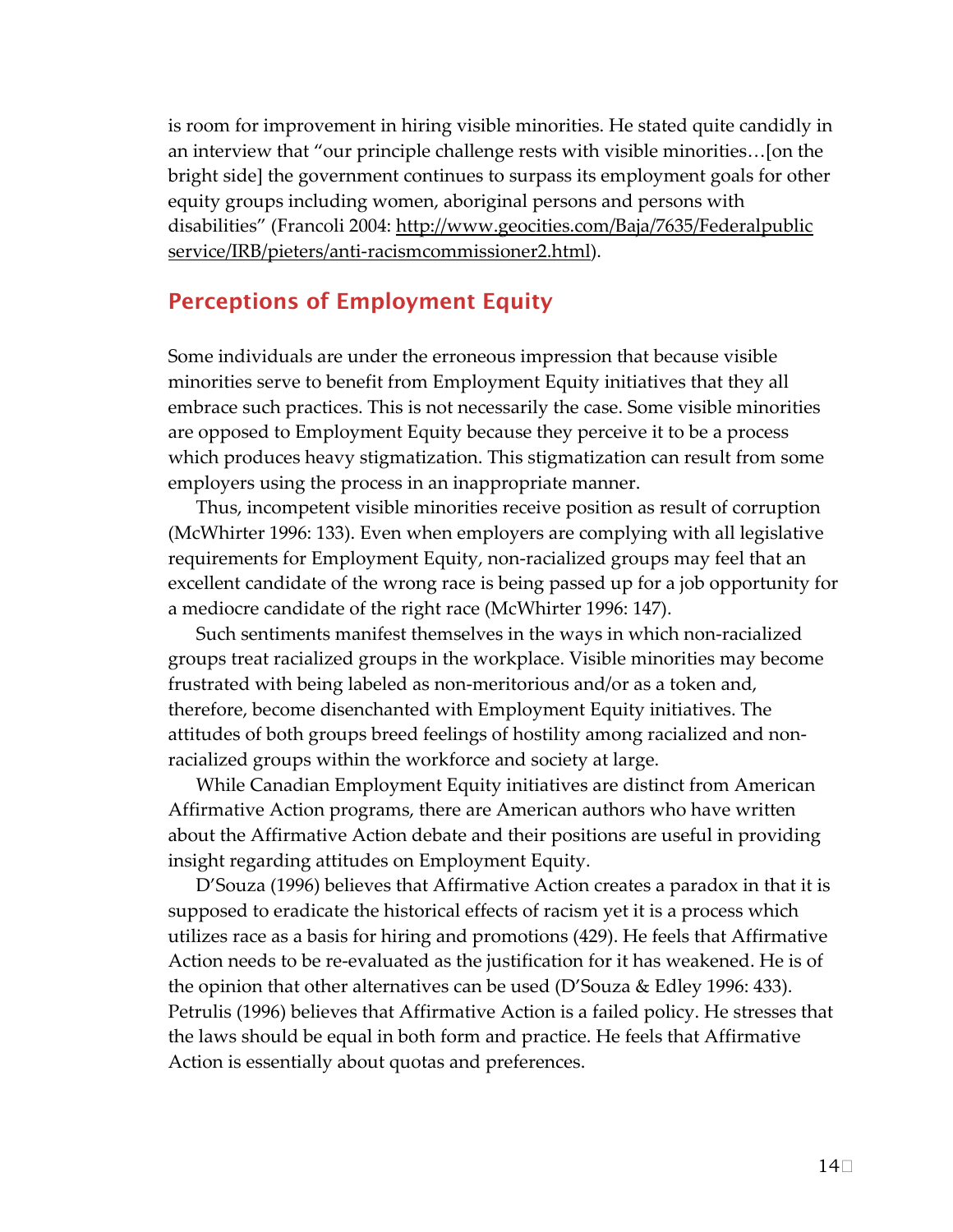is room for improvement in hiring visible minorities. He stated quite candidly in an interview that "our principle challenge rests with visible minorities…[on the bright side] the government continues to surpass its employment goals for other equity groups including women, aboriginal persons and persons with disabilities" (Francoli 2004: http://www.geocities.com/Baja/7635/Federalpublicservice/IRB/pieters/anti-racismcommissioner2.html).

## Perceptions of Employment Equity

Some individuals are under the erroneous impression that because visible minorities serve to benefit from Employment Equity initiatives that they all embrace such practices. This is not necessarily the case. Some visible minorities are opposed to Employment Equity because they perceive it to be a process which produces heavy stigmatization. This stigmatization can result from some employers using the process in an inappropriate manner.

Thus, incompetent visible minorities receive position as result of corruption (McWhirter 1996: 133). Even when employers are complying with all legislative requirements for Employment Equity, non-racialized groups may feel that an excellent candidate of the wrong race is being passed up for a job opportunity for a mediocre candidate of the right race (McWhirter 1996: 147).

Such sentiments manifest themselves in the ways in which non-racialized groups treat racialized groups in the workplace. Visible minorities may become frustrated with being labeled as non-meritorious and/or as a token and, therefore, become disenchanted with Employment Equity initiatives. The attitudes of both groups breed feelings of hostility among racialized and non-racialized groups within the workforce and society at large.

While Canadian Employment Equity initiatives are distinct from American Affirmative Action programs, there are American authors who have written about the Affirmative Action debate and their positions are useful in providing insight regarding attitudes on Employment Equity.

D'Souza (1996) believes that Affirmative Action creates a paradox in that it is supposed to eradicate the historical effects of racism yet it is a process which utilizes race as a basis for hiring and promotions (429). He feels that Affirmative Action needs to be re-evaluated as the justification for it has weakened. He is of the opinion that other alternatives can be used (D'Souza & Edley 1996: 433). Petrulis (1996) believes that Affirmative Action is a failed policy. He stresses that the laws should be equal in both form and practice. He feels that Affirmative Action is essentially about quotas and preferences.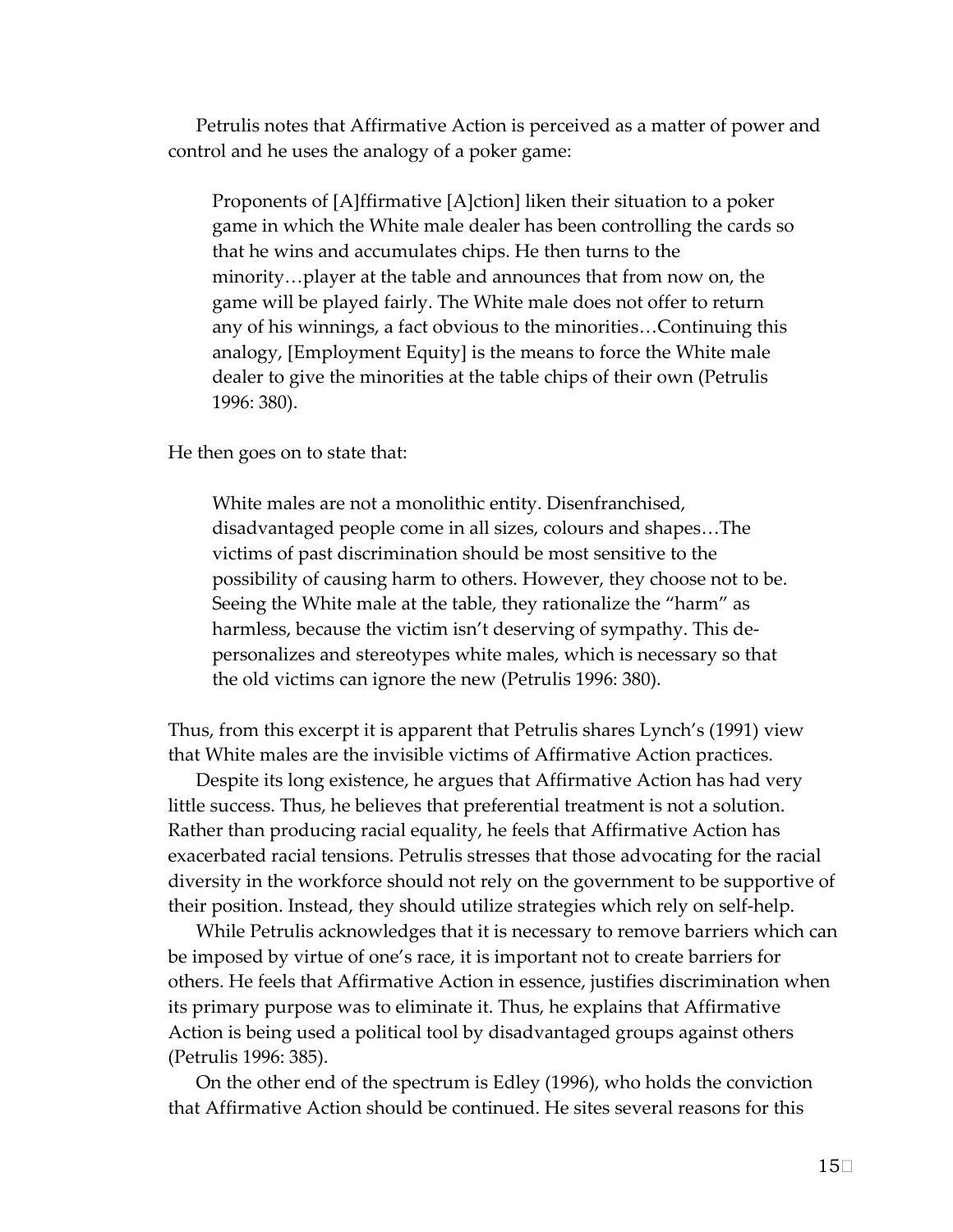Petrulis notes that Affirmative Action is perceived as a matter of power and control and he uses the analogy of a poker game:

> Proponents of [A]ffirmative [A]ction] liken their situation to a poker game in which the White male dealer has been controlling the cards so that he wins and accumulates chips. He then turns to the minority…player at the table and announces that from now on, the game will be played fairly. The White male does not offer to return any of his winnings, a fact obvious to the minorities…Continuing this analogy, [Employment Equity] is the means to force the White male dealer to give the minorities at the table chips of their own (Petrulis 1996: 380).

He then goes on to state that:

> White males are not a monolithic entity. Disenfranchised, disadvantaged people come in all sizes, colours and shapes…The victims of past discrimination should be most sensitive to the possibility of causing harm to others. However, they choose not to be. Seeing the White male at the table, they rationalize the "harm" as harmless, because the victim isn't deserving of sympathy. This de-personalizes and stereotypes white males, which is necessary so that the old victims can ignore the new (Petrulis 1996: 380).

Thus, from this excerpt it is apparent that Petrulis shares Lynch's (1991) view that White males are the invisible victims of Affirmative Action practices.

Despite its long existence, he argues that Affirmative Action has had very little success. Thus, he believes that preferential treatment is not a solution. Rather than producing racial equality, he feels that Affirmative Action has exacerbated racial tensions. Petrulis stresses that those advocating for the racial diversity in the workforce should not rely on the government to be supportive of their position. Instead, they should utilize strategies which rely on self-help.

While Petrulis acknowledges that it is necessary to remove barriers which can be imposed by virtue of one's race, it is important not to create barriers for others. He feels that Affirmative Action in essence, justifies discrimination when its primary purpose was to eliminate it. Thus, he explains that Affirmative Action is being used a political tool by disadvantaged groups against others (Petrulis 1996: 385).

On the other end of the spectrum is Edley (1996), who holds the conviction that Affirmative Action should be continued. He sites several reasons for this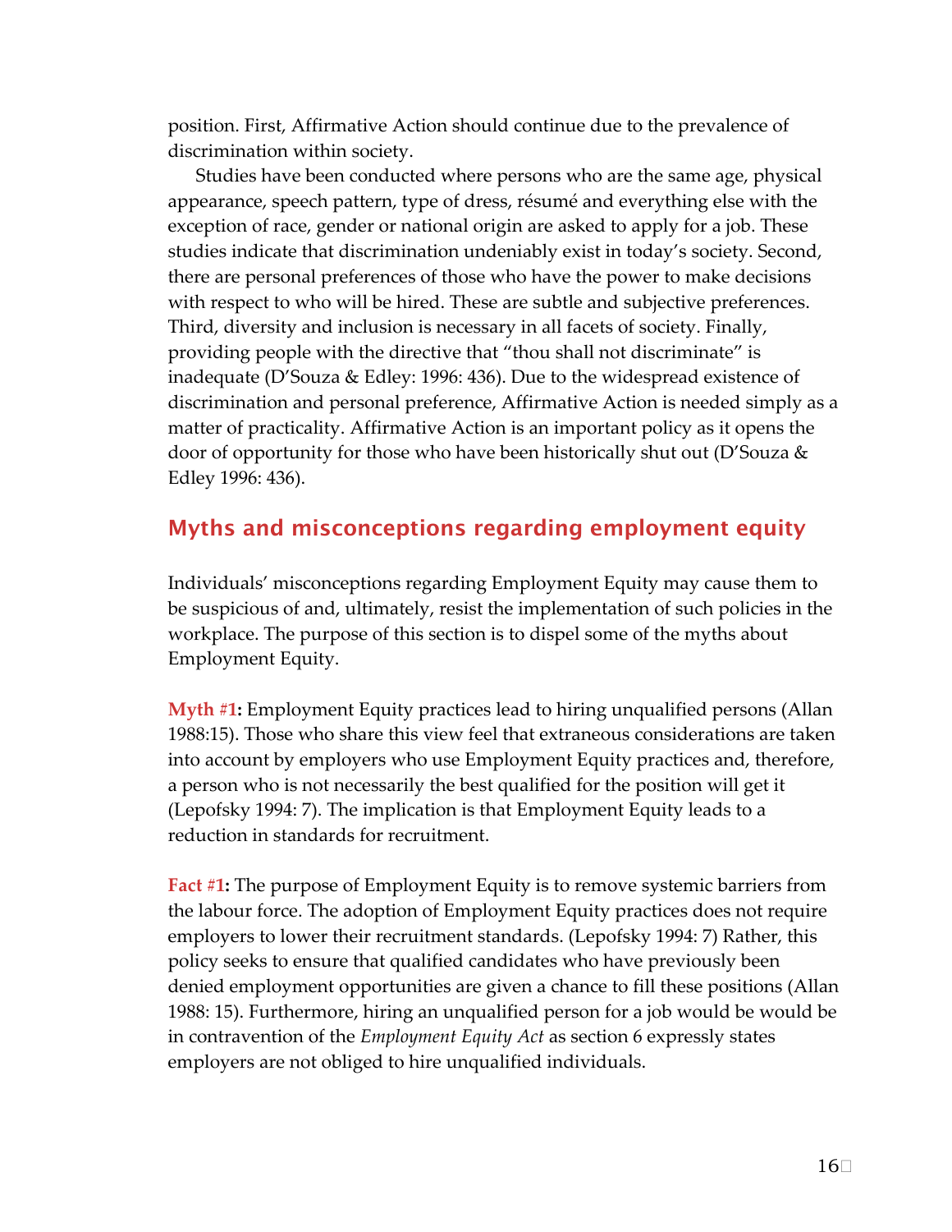position. First, Affirmative Action should continue due to the prevalence of discrimination within society.

Studies have been conducted where persons who are the same age, physical appearance, speech pattern, type of dress, résumé and everything else with the exception of race, gender or national origin are asked to apply for a job. These studies indicate that discrimination undeniably exist in today's society. Second, there are personal preferences of those who have the power to make decisions with respect to who will be hired. These are subtle and subjective preferences. Third, diversity and inclusion is necessary in all facets of society. Finally, providing people with the directive that "thou shall not discriminate" is inadequate (D'Souza & Edley: 1996: 436). Due to the widespread existence of discrimination and personal preference, Affirmative Action is needed simply as a matter of practicality. Affirmative Action is an important policy as it opens the door of opportunity for those who have been historically shut out (D'Souza & Edley 1996: 436).

## Myths and misconceptions regarding employment equity

Individuals' misconceptions regarding Employment Equity may cause them to be suspicious of and, ultimately, resist the implementation of such policies in the workplace. The purpose of this section is to dispel some of the myths about Employment Equity.

**Myth #1:** Employment Equity practices lead to hiring unqualified persons (Allan 1988:15). Those who share this view feel that extraneous considerations are taken into account by employers who use Employment Equity practices and, therefore, a person who is not necessarily the best qualified for the position will get it (Lepofsky 1994: 7). The implication is that Employment Equity leads to a reduction in standards for recruitment.

**Fact #1:** The purpose of Employment Equity is to remove systemic barriers from the labour force. The adoption of Employment Equity practices does not require employers to lower their recruitment standards. (Lepofsky 1994: 7) Rather, this policy seeks to ensure that qualified candidates who have previously been denied employment opportunities are given a chance to fill these positions (Allan 1988: 15). Furthermore, hiring an unqualified person for a job would be would be in contravention of the *Employment Equity Act* as section 6 expressly states employers are not obliged to hire unqualified individuals.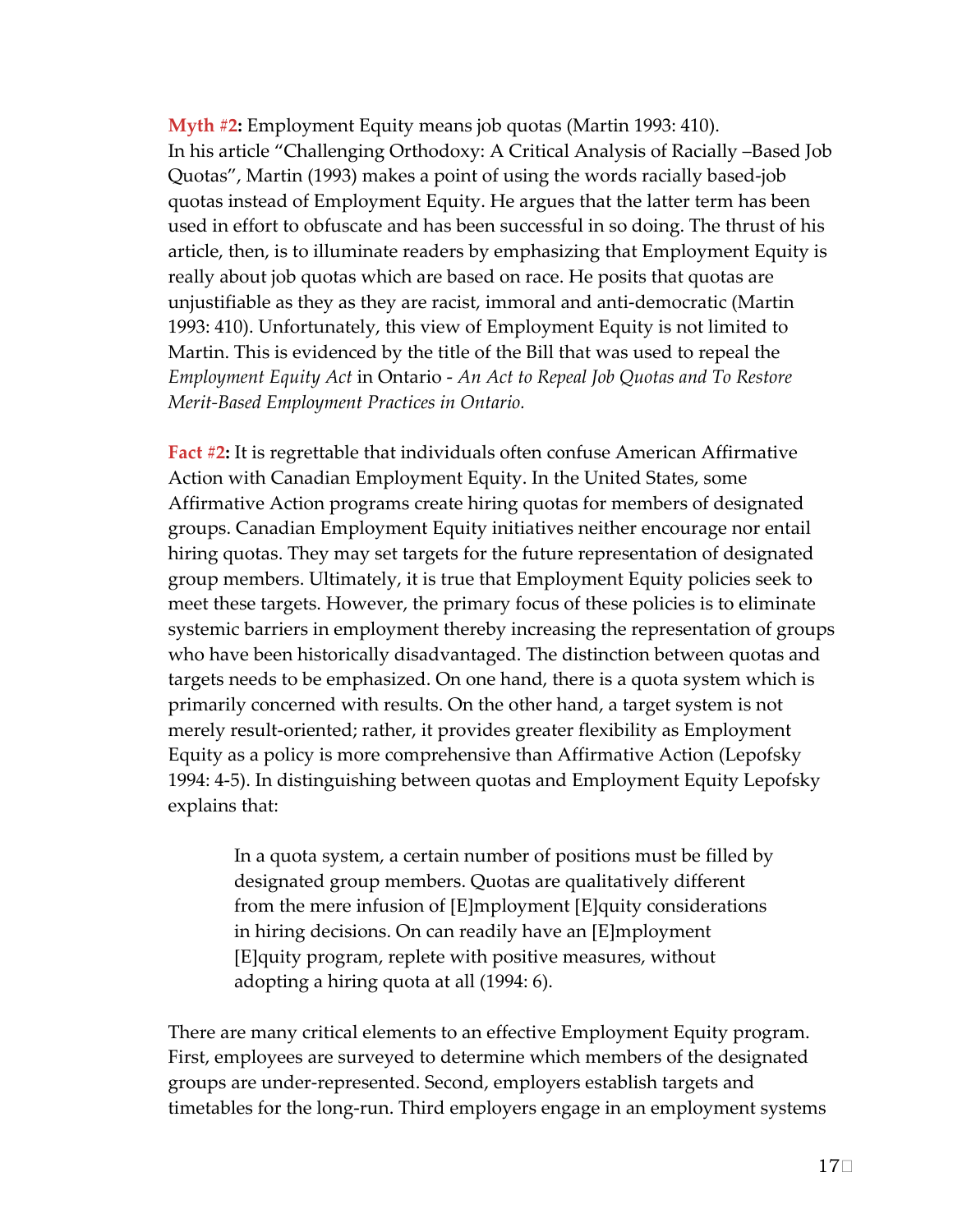**Myth #2:** Employment Equity means job quotas (Martin 1993: 410).
In his article "Challenging Orthodoxy: A Critical Analysis of Racially –Based Job Quotas", Martin (1993) makes a point of using the words racially based-job quotas instead of Employment Equity. He argues that the latter term has been used in effort to obfuscate and has been successful in so doing. The thrust of his article, then, is to illuminate readers by emphasizing that Employment Equity is really about job quotas which are based on race. He posits that quotas are unjustifiable as they as they are racist, immoral and anti-democratic (Martin 1993: 410). Unfortunately, this view of Employment Equity is not limited to Martin. This is evidenced by the title of the Bill that was used to repeal the *Employment Equity Act* in Ontario - *An Act to Repeal Job Quotas and To Restore Merit-Based Employment Practices in Ontario.*

**Fact #2:** It is regrettable that individuals often confuse American Affirmative Action with Canadian Employment Equity. In the United States, some Affirmative Action programs create hiring quotas for members of designated groups. Canadian Employment Equity initiatives neither encourage nor entail hiring quotas. They may set targets for the future representation of designated group members. Ultimately, it is true that Employment Equity policies seek to meet these targets. However, the primary focus of these policies is to eliminate systemic barriers in employment thereby increasing the representation of groups who have been historically disadvantaged. The distinction between quotas and targets needs to be emphasized. On one hand, there is a quota system which is primarily concerned with results. On the other hand, a target system is not merely result-oriented; rather, it provides greater flexibility as Employment Equity as a policy is more comprehensive than Affirmative Action (Lepofsky 1994: 4-5). In distinguishing between quotas and Employment Equity Lepofsky explains that:

> In a quota system, a certain number of positions must be filled by designated group members. Quotas are qualitatively different from the mere infusion of [E]mployment [E]quity considerations in hiring decisions. On can readily have an [E]mployment [E]quity program, replete with positive measures, without adopting a hiring quota at all (1994: 6).

There are many critical elements to an effective Employment Equity program. First, employees are surveyed to determine which members of the designated groups are under-represented. Second, employers establish targets and timetables for the long-run. Third employers engage in an employment systems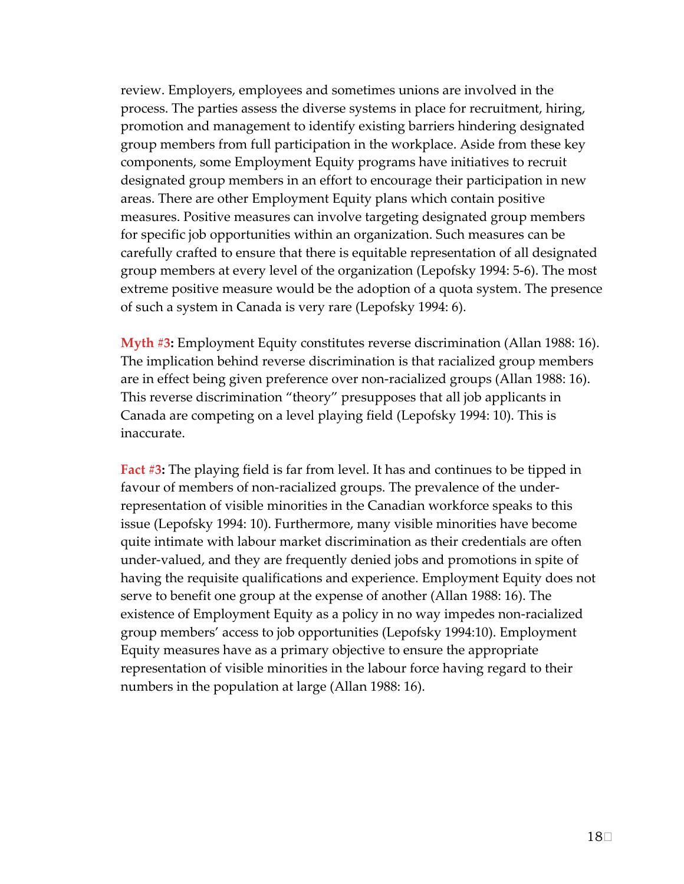review. Employers, employees and sometimes unions are involved in the process. The parties assess the diverse systems in place for recruitment, hiring, promotion and management to identify existing barriers hindering designated group members from full participation in the workplace. Aside from these key components, some Employment Equity programs have initiatives to recruit designated group members in an effort to encourage their participation in new areas. There are other Employment Equity plans which contain positive measures. Positive measures can involve targeting designated group members for specific job opportunities within an organization. Such measures can be carefully crafted to ensure that there is equitable representation of all designated group members at every level of the organization (Lepofsky 1994: 5-6). The most extreme positive measure would be the adoption of a quota system. The presence of such a system in Canada is very rare (Lepofsky 1994: 6).

**Myth #3:** Employment Equity constitutes reverse discrimination (Allan 1988: 16). The implication behind reverse discrimination is that racialized group members are in effect being given preference over non-racialized groups (Allan 1988: 16). This reverse discrimination "theory" presupposes that all job applicants in Canada are competing on a level playing field (Lepofsky 1994: 10). This is inaccurate.

**Fact #3:** The playing field is far from level. It has and continues to be tipped in favour of members of non-racialized groups. The prevalence of the under-representation of visible minorities in the Canadian workforce speaks to this issue (Lepofsky 1994: 10). Furthermore, many visible minorities have become quite intimate with labour market discrimination as their credentials are often under-valued, and they are frequently denied jobs and promotions in spite of having the requisite qualifications and experience. Employment Equity does not serve to benefit one group at the expense of another (Allan 1988: 16). The existence of Employment Equity as a policy in no way impedes non-racialized group members' access to job opportunities (Lepofsky 1994:10). Employment Equity measures have as a primary objective to ensure the appropriate representation of visible minorities in the labour force having regard to their numbers in the population at large (Allan 1988: 16).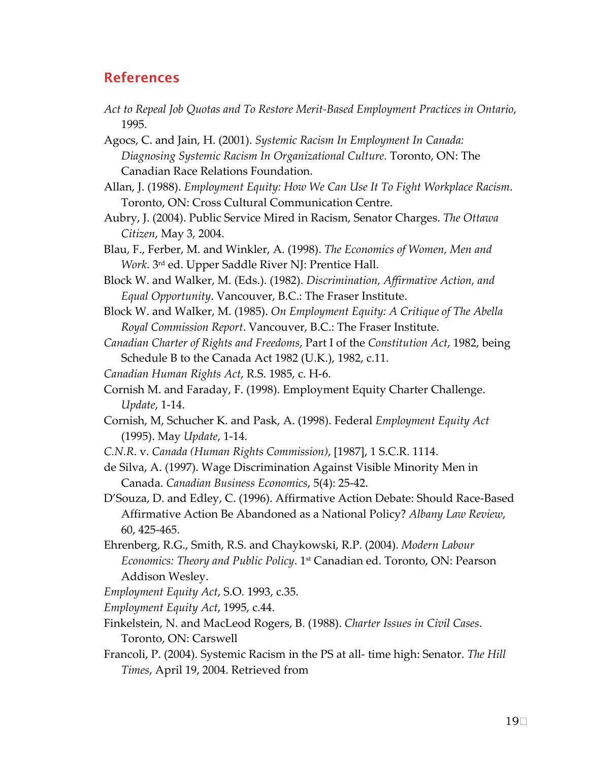## References

*Act to Repeal Job Quotas and To Restore Merit-Based Employment Practices in Ontario*, 1995.

Agocs, C. and Jain, H. (2001). *Systemic Racism In Employment In Canada: Diagnosing Systemic Racism In Organizational Culture.* Toronto, ON: The Canadian Race Relations Foundation.

Allan, J. (1988). *Employment Equity: How We Can Use It To Fight Workplace Racism*. Toronto, ON: Cross Cultural Communication Centre.

Aubry, J. (2004). Public Service Mired in Racism, Senator Charges. *The Ottawa Citizen*, May 3, 2004.

Blau, F., Ferber, M. and Winkler, A. (1998). *The Economics of Women, Men and Work.* 3rd ed. Upper Saddle River NJ: Prentice Hall.

Block W. and Walker, M. (Eds.). (1982). *Discrimination, Affirmative Action, and Equal Opportunity*. Vancouver, B.C.: The Fraser Institute.

Block W. and Walker, M. (1985). *On Employment Equity: A Critique of The Abella Royal Commission Report*. Vancouver, B.C.: The Fraser Institute.

*Canadian Charter of Rights and Freedoms*, Part I of the *Constitution Act*, 1982, being Schedule B to the Canada Act 1982 (U.K.), 1982, c.11.

*Canadian Human Rights Act*, R.S. 1985, c. H-6.

Cornish M. and Faraday, F. (1998). Employment Equity Charter Challenge. *Update*, 1-14.

Cornish, M, Schucher K. and Pask, A. (1998). Federal *Employment Equity Act* (1995). May *Update*, 1-14.

*C.N.R.* v. *Canada (Human Rights Commission)*, [1987], 1 S.C.R. 1114.

de Silva, A. (1997). Wage Discrimination Against Visible Minority Men in Canada. *Canadian Business Economics*, 5(4): 25-42.

D'Souza, D. and Edley, C. (1996). Affirmative Action Debate: Should Race-Based Affirmative Action Be Abandoned as a National Policy? *Albany Law Review*, 60, 425-465.

Ehrenberg, R.G., Smith, R.S. and Chaykowski, R.P. (2004). *Modern Labour Economics: Theory and Public Policy*. 1st Canadian ed. Toronto, ON: Pearson Addison Wesley.

*Employment Equity Act*, S.O. 1993, c.35.

*Employment Equity Act*, 1995, c.44.

Finkelstein, N. and MacLeod Rogers, B. (1988). *Charter Issues in Civil Cases*. Toronto, ON: Carswell

Francoli, P. (2004). Systemic Racism in the PS at all- time high: Senator. *The Hill Times*, April 19, 2004. Retrieved from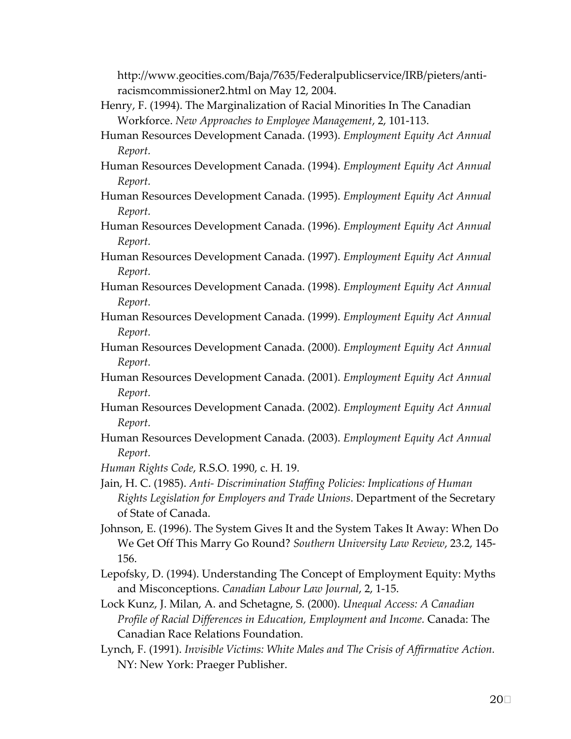http://www.geocities.com/Baja/7635/Federalpublicservice/IRB/pieters/anti-racismcommissioner2.html on May 12, 2004.

Henry, F. (1994). The Marginalization of Racial Minorities In The Canadian Workforce. *New Approaches to Employee Management*, 2, 101-113.

Human Resources Development Canada. (1993). *Employment Equity Act Annual Report.*

Human Resources Development Canada. (1994). *Employment Equity Act Annual Report.*

Human Resources Development Canada. (1995). *Employment Equity Act Annual Report.*

Human Resources Development Canada. (1996). *Employment Equity Act Annual Report.*

Human Resources Development Canada. (1997). *Employment Equity Act Annual Report.*

Human Resources Development Canada. (1998). *Employment Equity Act Annual Report.*

Human Resources Development Canada. (1999). *Employment Equity Act Annual Report.*

Human Resources Development Canada. (2000). *Employment Equity Act Annual Report.*

Human Resources Development Canada. (2001). *Employment Equity Act Annual Report.*

Human Resources Development Canada. (2002). *Employment Equity Act Annual Report.*

Human Resources Development Canada. (2003). *Employment Equity Act Annual Report.*

*Human Rights Code*, R.S.O. 1990, c. H. 19.

Jain, H. C. (1985). *Anti- Discrimination Staffing Policies: Implications of Human Rights Legislation for Employers and Trade Unions*. Department of the Secretary of State of Canada.

Johnson, E. (1996). The System Gives It and the System Takes It Away: When Do We Get Off This Marry Go Round? *Southern University Law Review*, 23.2, 145-156.

Lepofsky, D. (1994). Understanding The Concept of Employment Equity: Myths and Misconceptions. *Canadian Labour Law Journal*, 2, 1-15.

Lock Kunz, J. Milan, A. and Schetagne, S. (2000). *Unequal Access: A Canadian Profile of Racial Differences in Education, Employment and Income.* Canada: The Canadian Race Relations Foundation.

Lynch, F. (1991). *Invisible Victims: White Males and The Crisis of Affirmative Action.* NY: New York: Praeger Publisher.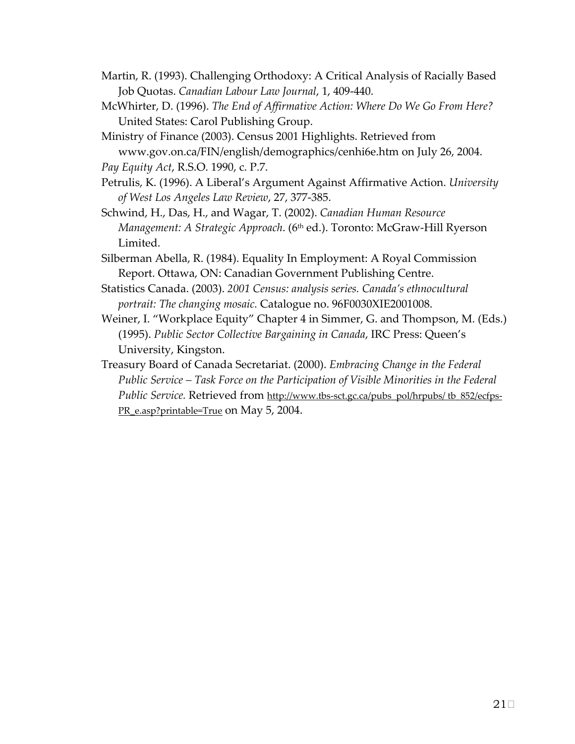Martin, R. (1993). Challenging Orthodoxy: A Critical Analysis of Racially Based Job Quotas. *Canadian Labour Law Journal*, 1, 409-440.

McWhirter, D. (1996). *The End of Affirmative Action: Where Do We Go From Here?* United States: Carol Publishing Group.

Ministry of Finance (2003). Census 2001 Highlights. Retrieved from www.gov.on.ca/FIN/english/demographics/cenhi6e.htm on July 26, 2004.

*Pay Equity Act*, R.S.O. 1990, c. P.7.

Petrulis, K. (1996). A Liberal's Argument Against Affirmative Action. *University of West Los Angeles Law Review*, 27, 377-385.

Schwind, H., Das, H., and Wagar, T. (2002). *Canadian Human Resource Management: A Strategic Approach*. (6th ed.). Toronto: McGraw-Hill Ryerson Limited.

Silberman Abella, R. (1984). Equality In Employment: A Royal Commission Report. Ottawa, ON: Canadian Government Publishing Centre.

Statistics Canada. (2003). *2001 Census: analysis series. Canada's ethnocultural portrait: The changing mosaic.* Catalogue no. 96F0030XIE2001008.

Weiner, I. "Workplace Equity" Chapter 4 in Simmer, G. and Thompson, M. (Eds.) (1995). *Public Sector Collective Bargaining in Canada*, IRC Press: Queen's University, Kingston.

Treasury Board of Canada Secretariat. (2000). *Embracing Change in the Federal Public Service – Task Force on the Participation of Visible Minorities in the Federal Public Service.* Retrieved from http://www.tbs-sct.gc.ca/pubs_pol/hrpubs/ tb_852/ecfps-PR_e.asp?printable=True on May 5, 2004.